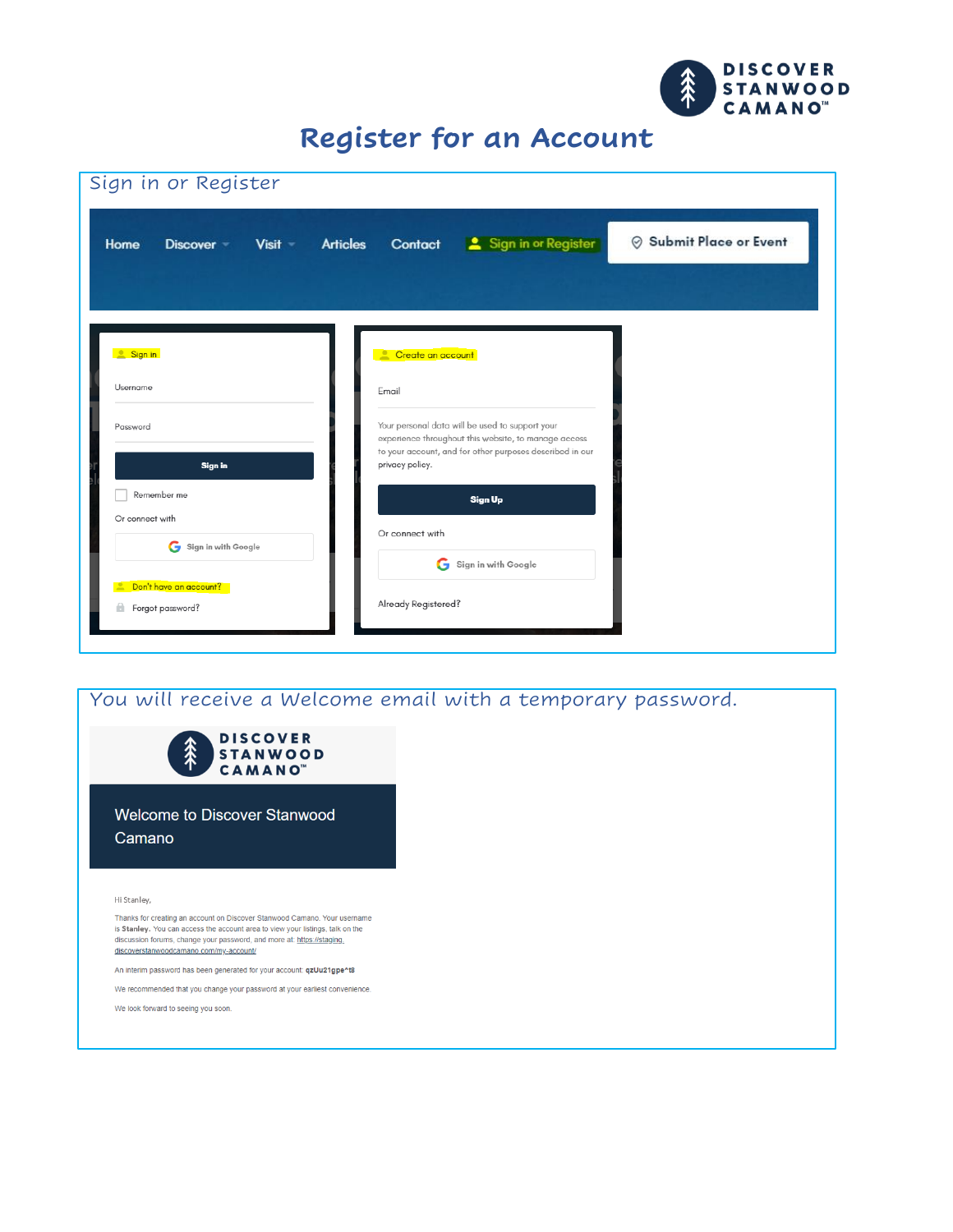DISCOVER STANWOOD CAMANO™

# Register for an Account

## Sign in or Register

Home | Discover | Visit | Articles | Contact | Sign in or Register | Submit Place or Event

**Sign in**

Username

Password

Sign in

Remember me

Or connect with

Sign in with Google

Don't have an account?

Forgot password?

**Create an account**

Email

Your personal data will be used to support your experience throughout this website, to manage access to your account, and for other purposes described in our privacy policy.

Sign Up

Or connect with

Sign in with Google

Already Registered?

## You will receive a Welcome email with a temporary password.

DISCOVER STANWOOD CAMANO™

Welcome to Discover Stanwood Camano

Hi Stanley,

Thanks for creating an account on Discover Stanwood Camano. Your username is **Stanley**. You can access the account area to view your listings, talk on the discussion forums, change your password, and more at: https://staging.discoverstanwoodcamano.com/my-account/

An interim password has been generated for your account: **qzUu21gpe^t8**

We recommended that you change your password at your earliest convenience.

We look forward to seeing you soon.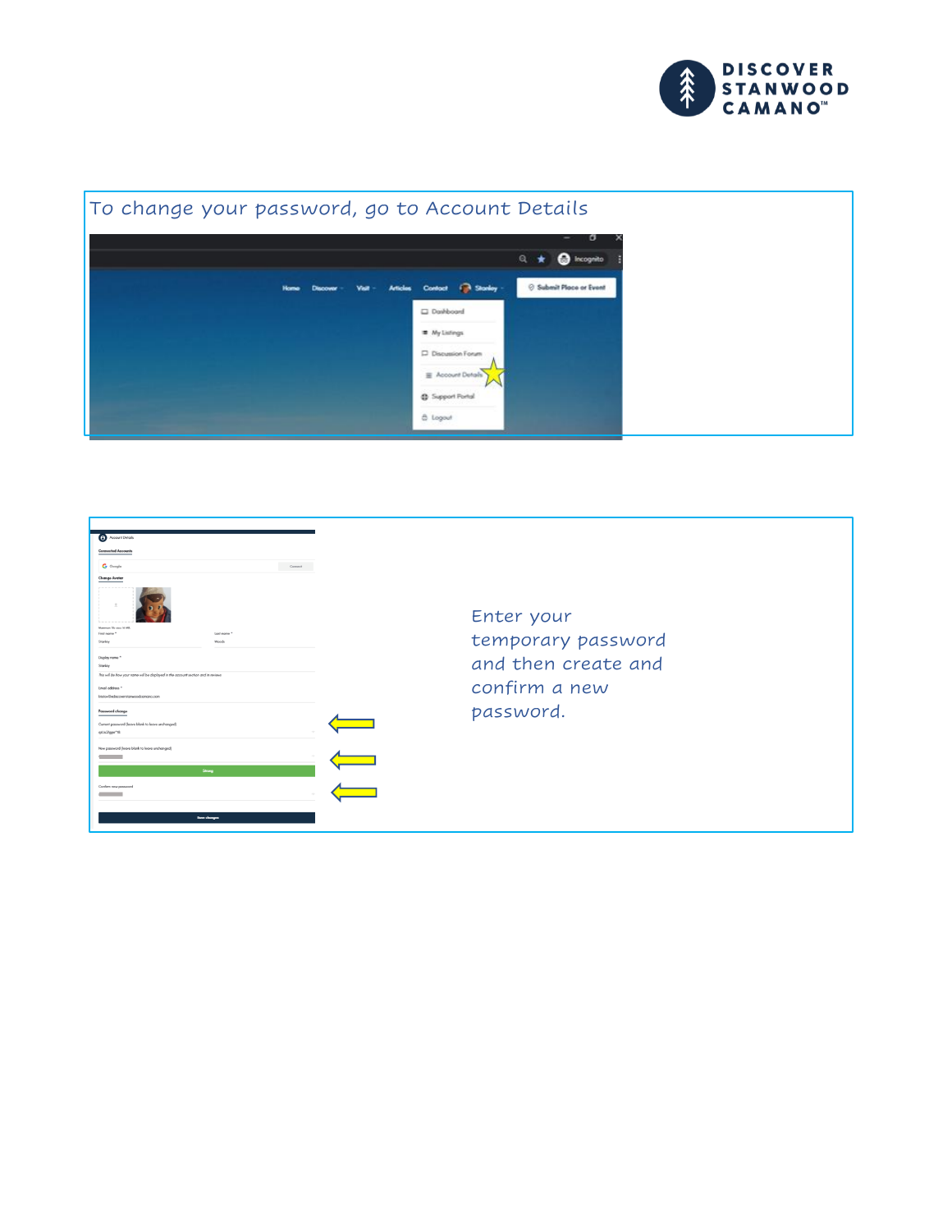To change your password, go to Account Details

Enter your temporary password and then create and confirm a new password.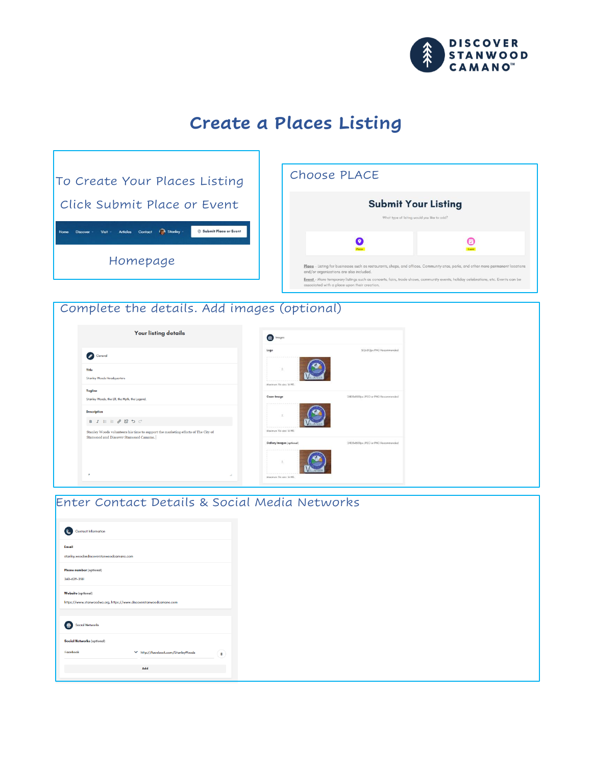# Create a Places Listing

To Create Your Places Listing

Click Submit Place or Event

Home Discover Visit Articles Contact Stanley Submit Place or Event

Homepage

Choose PLACE

**Submit Your Listing**

What type of listing would you like to add?

Place

Event

Place – Listing for businesses such as restaurants, shops, and offices. Community sites, parks, and other more permanent locations and/or organizations are also included.

Event – More temporary listings such as concerts, fairs, trade shows, community events, holiday celebrations, etc. Events can be associated with a place upon their creation.

Complete the details. Add images (optional)

**Your listing details**

General

**Title**

Stanley Woods Headquarters

**Tagline**

Stanley Woods, the Elf, the Myth, the Legend.

**Description**

Stanley Woods volunteers his time to support the marketing efforts of The City of Stanwood and Discover Stanwood Camano.

Images

**Logo** 512x512px PNG Recommended

Maximum file size: 16 MB.

**Cover Image** 2400x600px JPEG or PNG Recommended

Maximum file size: 16 MB.

**Gallery Images** (optional) 2400x600px JPEG or PNG Recommended

Maximum file size: 16 MB.

Enter Contact Details & Social Media Networks

Contact Information

**Email**

stanley.woods@discoverstanwoodcamano.com

**Phone number** (optional)

360-629-2181

**Website** (optional)

https://www.stanwoodwa.org, https://www.discoverstanwoodcamano.com

Social Networks

**Social Networks** (optional)

Facebook http://facebook.com/StanleyWoods

Add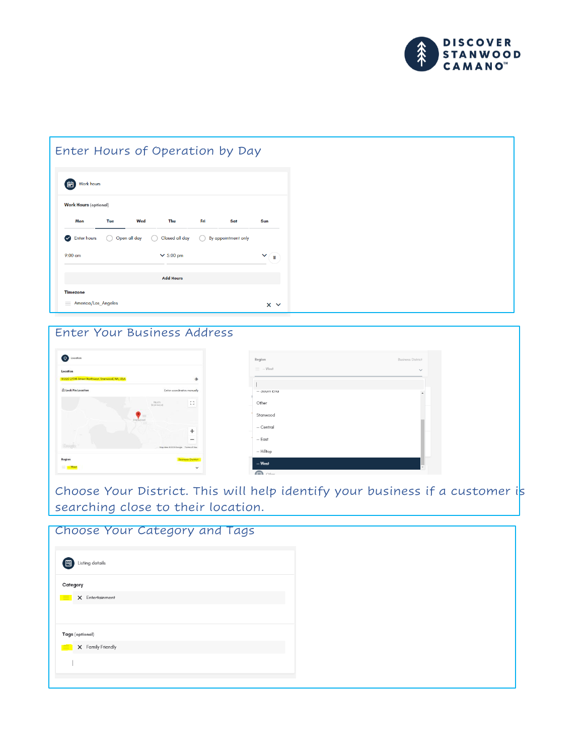## Enter Hours of Operation by Day

Work hours

**Work Hours** (optional)

| Mon | Tue | Wed | Thu | Fri | Sat | Sun |
|---|---|---|---|---|---|---|

Enter hours | Open all day | Closed all day | By appointment only

9:00 am — 5:00 pm

**Add Hours**

**Timezone**

America/Los_Angeles

## Enter Your Business Address

Location

**Location**

8220 270th Street Northwest, Stanwood, WA, USA

Lock Pin Location — Enter coordinates manually

**Region** — Business District

-- West

Region — Business District

-- West

-- South End

Other

Stanwood

-- Central

-- East

-- Hilltop

-- West

Choose Your District. This will help identify your business if a customer is searching close to their location.

## Choose Your Category and Tags

Listing details

**Category**

Entertainment

**Tags** (optional)

Family Friendly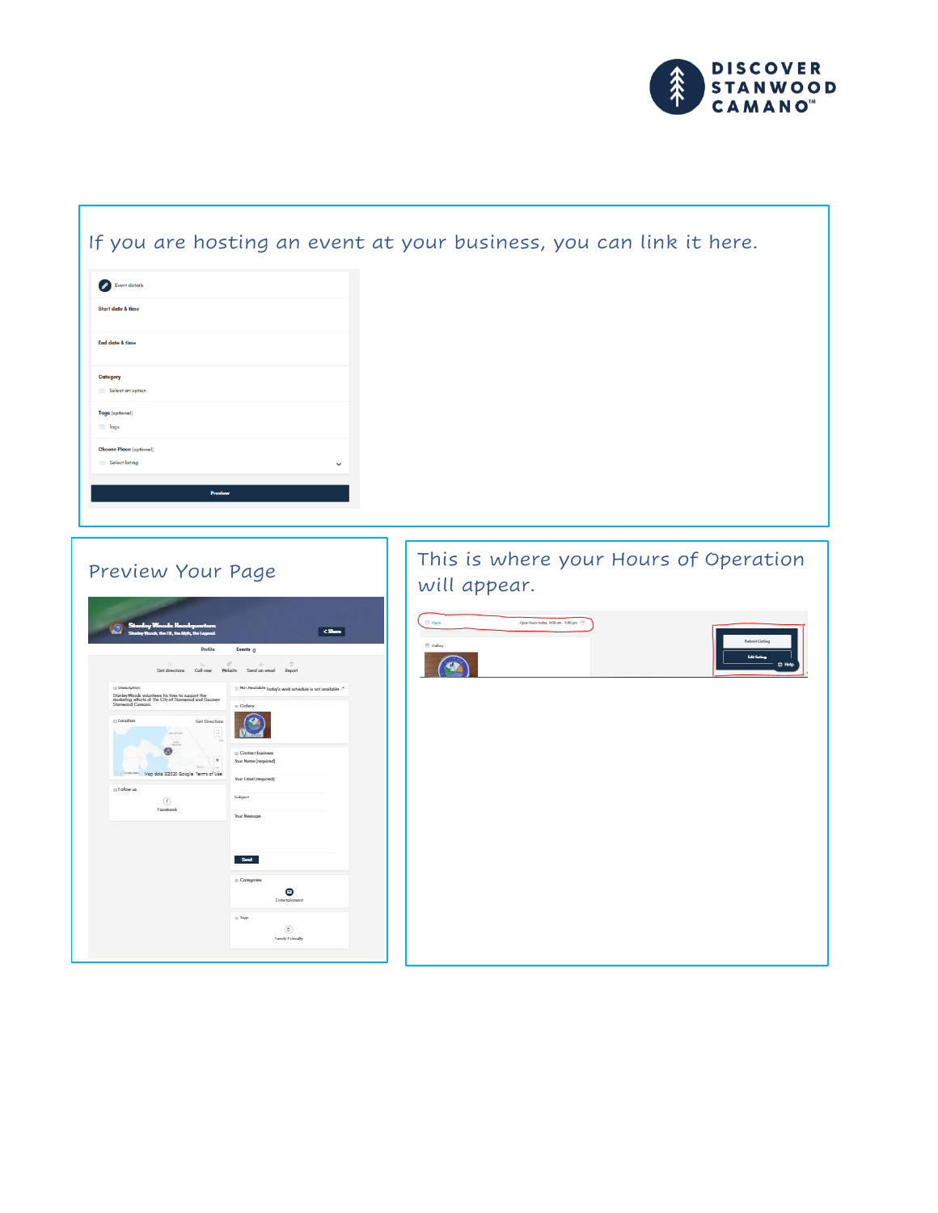If you are hosting an event at your business, you can link it here.

Event details

Start date & time

End date & time

Category

Select an option

Tags (optional)

Tags

Choose Place (optional)

Select listing

Preview

Preview Your Page

This is where your Hours of Operation will appear.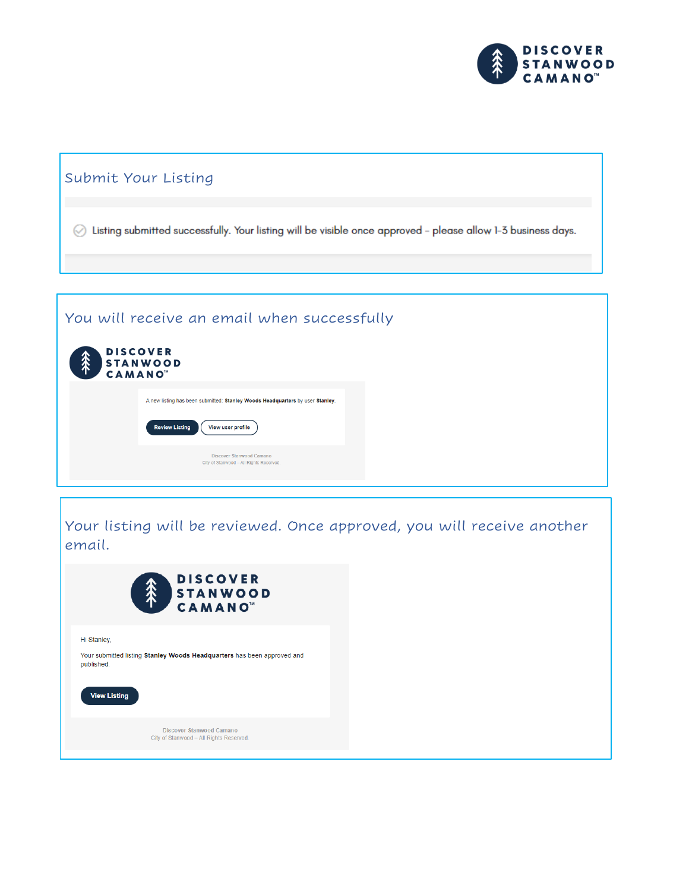## Submit Your Listing

Listing submitted successfully. Your listing will be visible once approved – please allow 1-3 business days.

## You will receive an email when successfully

DISCOVER STANWOOD CAMANO™

A new listing has been submitted: **Stanley Woods Headquarters** by user **Stanley**.

Review Listing | View user profile

Discover Stanwood Camano
City of Stanwood – All Rights Reserved

## Your listing will be reviewed. Once approved, you will receive another email.

DISCOVER STANWOOD CAMANO™

Hi Stanley,

Your submitted listing **Stanley Woods Headquarters** has been approved and published.

View Listing

Discover Stanwood Camano
City of Stanwood – All Rights Reserved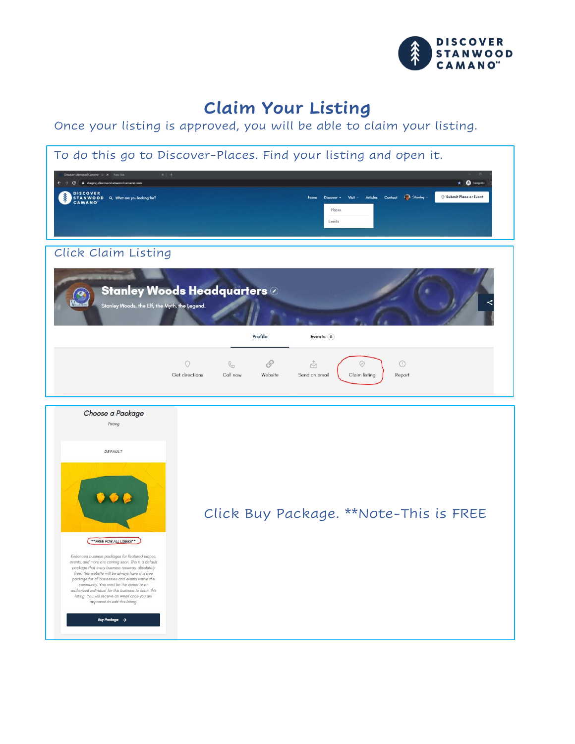# Claim Your Listing

Once your listing is approved, you will be able to claim your listing.

To do this go to Discover-Places. Find your listing and open it.

Click Claim Listing

Click Buy Package. **Note-This is FREE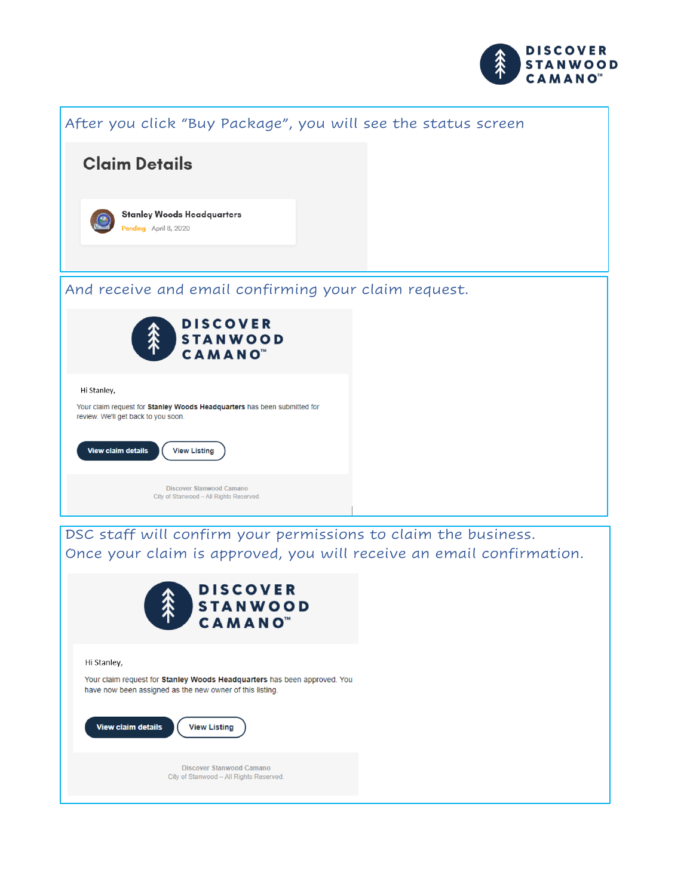After you click "Buy Package", you will see the status screen

## Claim Details

**Stanley Woods Headquarters**
Pending April 8, 2020

And receive and email confirming your claim request.

DISCOVER STANWOOD CAMANO™

Hi Stanley,

Your claim request for **Stanley Woods Headquarters** has been submitted for review. We'll get back to you soon.

View claim details | View Listing

Discover Stanwood Camano
City of Stanwood – All Rights Reserved.

DSC staff will confirm your permissions to claim the business.
Once your claim is approved, you will receive an email confirmation.

DISCOVER STANWOOD CAMANO™

Hi Stanley,

Your claim request for **Stanley Woods Headquarters** has been approved. You have now been assigned as the new owner of this listing.

View claim details | View Listing

Discover Stanwood Camano
City of Stanwood – All Rights Reserved.